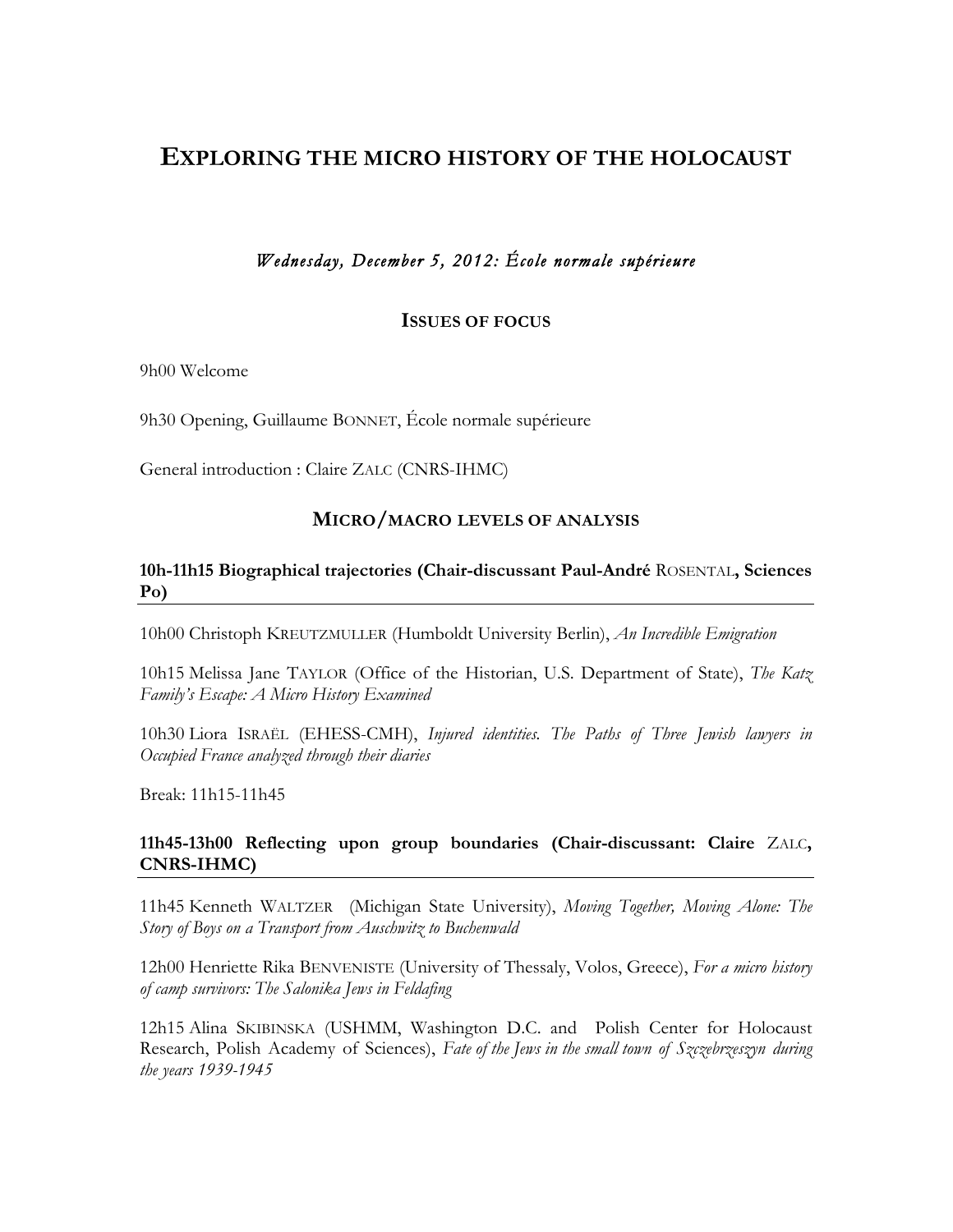# EXPLORING THE MICRO HISTORY OF THE HOLOCAUST

*Wednesday, December 5, 2012: École normale supérieure*

## ISSUES OF FOCUS

9h00 Welcome

9h30 Opening, Guillaume BONNET, École normale supérieure

General introduction : Claire ZALC (CNRS-IHMC)

## MICRO/MACRO LEVELS OF ANALYSIS

### 10h-11h15 Biographical trajectories (Chair-discussant Paul-André ROSENTAL, Sciences Po)

10h00 Christoph KREUTZMULLER (Humboldt University Berlin), *An Incredible Emigration*

10h15 Melissa Jane TAYLOR (Office of the Historian, U.S. Department of State), *The Katz Family's Escape: A Micro History Examined*

10h30 Liora ISRAËL (EHESS-CMH), *Injured identities. The Paths of Three Jewish lawyers in Occupied France analyzed through their diaries*

Break: 11h15-11h45

### 11h45-13h00 Reflecting upon group boundaries (Chair-discussant: Claire ZALC, CNRS-IHMC)

11h45 Kenneth WALTZER (Michigan State University), *Moving Together, Moving Alone: The Story of Boys on a Transport from Auschwitz to Buchenwald*

12h00 Henriette Rika BENVENISTE (University of Thessaly, Volos, Greece), *For a micro history of camp survivors: The Salonika Jews in Feldafing*

12h15 Alina SKIBINSKA (USHMM, Washington D.C. and Polish Center for Holocaust Research, Polish Academy of Sciences), *Fate of the Jews in the small town of Szczebrzeszyn during the years 1939-1945*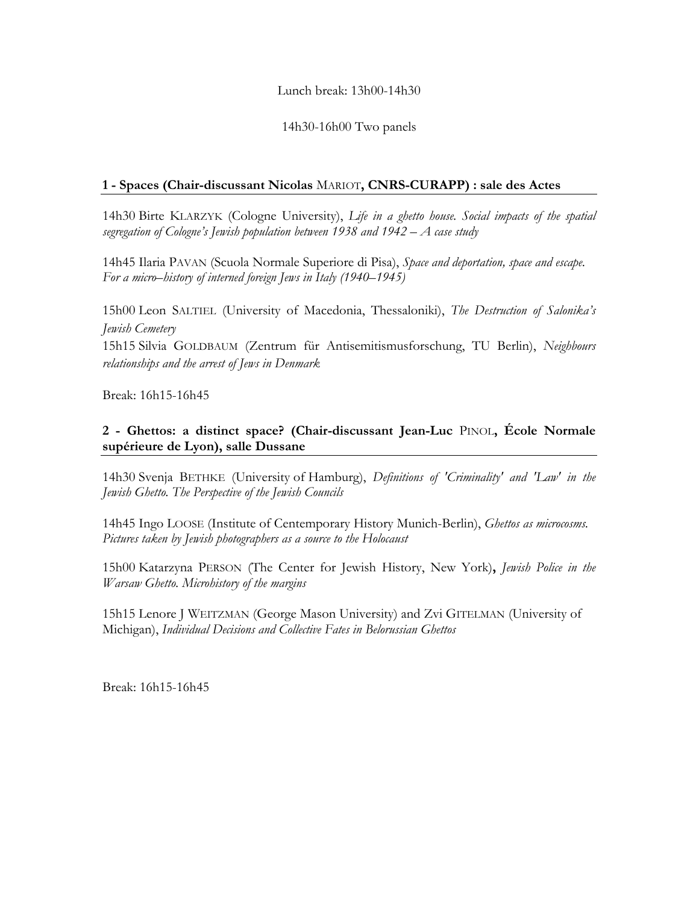Lunch break: 13h00-14h30

14h30-16h00 Two panels

### 1 - Spaces (Chair-discussant Nicolas MARIOT, CNRS-CURAPP) : sale des Actes

14h30 Birte KLARZYK (Cologne University), *Life in a ghetto house. Social impacts of the spatial segregation of Cologne's Jewish population between 1938 and 1942 – A case study*

14h45 Ilaria PAVAN (Scuola Normale Superiore di Pisa), *Space and deportation, space and escape. For a micro–history of interned foreign Jews in Italy (1940–1945)*

15h00 Leon SALTIEL (University of Macedonia, Thessaloniki), *The Destruction of Salonika's Jewish Cemetery*

15h15 Silvia GOLDBAUM (Zentrum für Antisemitismusforschung, TU Berlin), *Neighbours relationships and the arrest of Jews in Denmark*

Break: 16h15-16h45

### 2 - Ghettos: a distinct space? (Chair-discussant Jean-Luc PINOL, École Normale supérieure de Lyon), salle Dussane

14h30 Svenja BETHKE (University of Hamburg), *Definitions of 'Criminality' and 'Law' in the Jewish Ghetto. The Perspective of the Jewish Councils*

14h45 Ingo LOOSE (Institute of Centemporary History Munich-Berlin), *Ghettos as microcosms. Pictures taken by Jewish photographers as a source to the Holocaust*

15h00 Katarzyna PERSON (The Center for Jewish History, New York), *Jewish Police in the Warsaw Ghetto. Microhistory of the margins*

15h15 Lenore J WEITZMAN (George Mason University) and Zvi GITELMAN (University of Michigan), *Individual Decisions and Collective Fates in Belorussian Ghettos*

Break: 16h15-16h45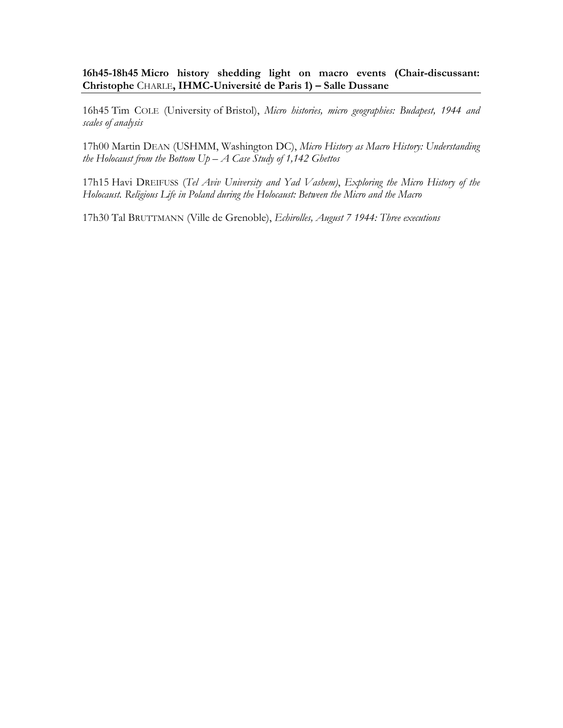**16h45-18h45 Micro history shedding light on macro events (Chair-discussant: Christophe CHARLE, IHMC-Université de Paris 1) – Salle Dussane**

16h45 Tim COLE (University of Bristol), *Micro histories, micro geographies: Budapest, 1944 and scales of analysis*

17h00 Martin DEAN (USHMM, Washington DC), *Micro History as Macro History: Understanding the Holocaust from the Bottom Up – A Case Study of 1,142 Ghettos*

17h15 Havi DREIFUSS (*Tel Aviv University and Yad Vashem*), *Exploring the Micro History of the Holocaust. Religious Life in Poland during the Holocaust: Between the Micro and the Macro*

17h30 Tal BRUTTMANN (Ville de Grenoble), *Echirolles, August 7 1944: Three executions*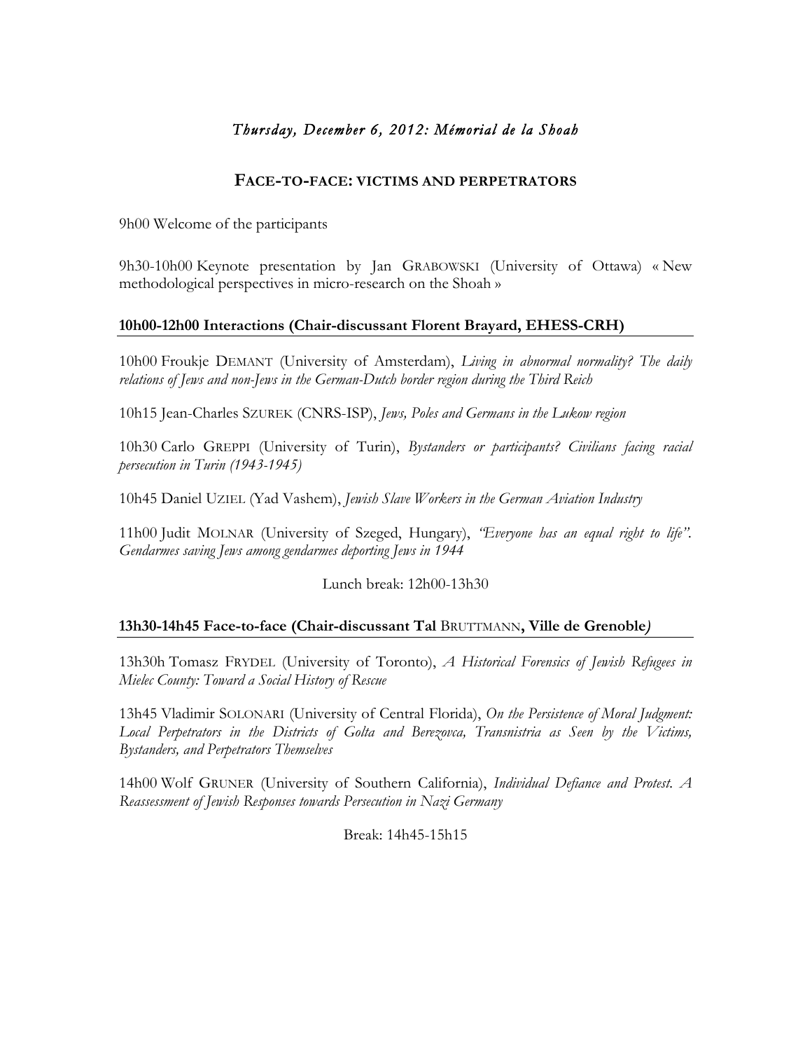*Thursday, December 6, 2012: Mémorial de la Shoah*

## FACE-TO-FACE: VICTIMS AND PERPETRATORS

9h00 Welcome of the participants

9h30-10h00 Keynote presentation by Jan GRABOWSKI (University of Ottawa) « New methodological perspectives in micro-research on the Shoah »

### 10h00-12h00 Interactions (Chair-discussant Florent Brayard, EHESS-CRH)

10h00 Froukje DEMANT (University of Amsterdam), *Living in abnormal normality? The daily relations of Jews and non-Jews in the German-Dutch border region during the Third Reich*

10h15 Jean-Charles SZUREK (CNRS-ISP), *Jews, Poles and Germans in the Lukow region*

10h30 Carlo GREPPI (University of Turin), *Bystanders or participants? Civilians facing racial persecution in Turin (1943-1945)*

10h45 Daniel UZIEL (Yad Vashem), *Jewish Slave Workers in the German Aviation Industry*

11h00 Judit MOLNAR (University of Szeged, Hungary), *"Everyone has an equal right to life". Gendarmes saving Jews among gendarmes deporting Jews in 1944*

Lunch break: 12h00-13h30

### 13h30-14h45 Face-to-face (Chair-discussant Tal BRUTTMANN, Ville de Grenoble)

13h30h Tomasz FRYDEL (University of Toronto), *A Historical Forensics of Jewish Refugees in Mielec County: Toward a Social History of Rescue*

13h45 Vladimir SOLONARI (University of Central Florida), *On the Persistence of Moral Judgment: Local Perpetrators in the Districts of Golta and Berezovca, Transnistria as Seen by the Victims, Bystanders, and Perpetrators Themselves*

14h00 Wolf GRUNER (University of Southern California), *Individual Defiance and Protest. A Reassessment of Jewish Responses towards Persecution in Nazi Germany*

Break: 14h45-15h15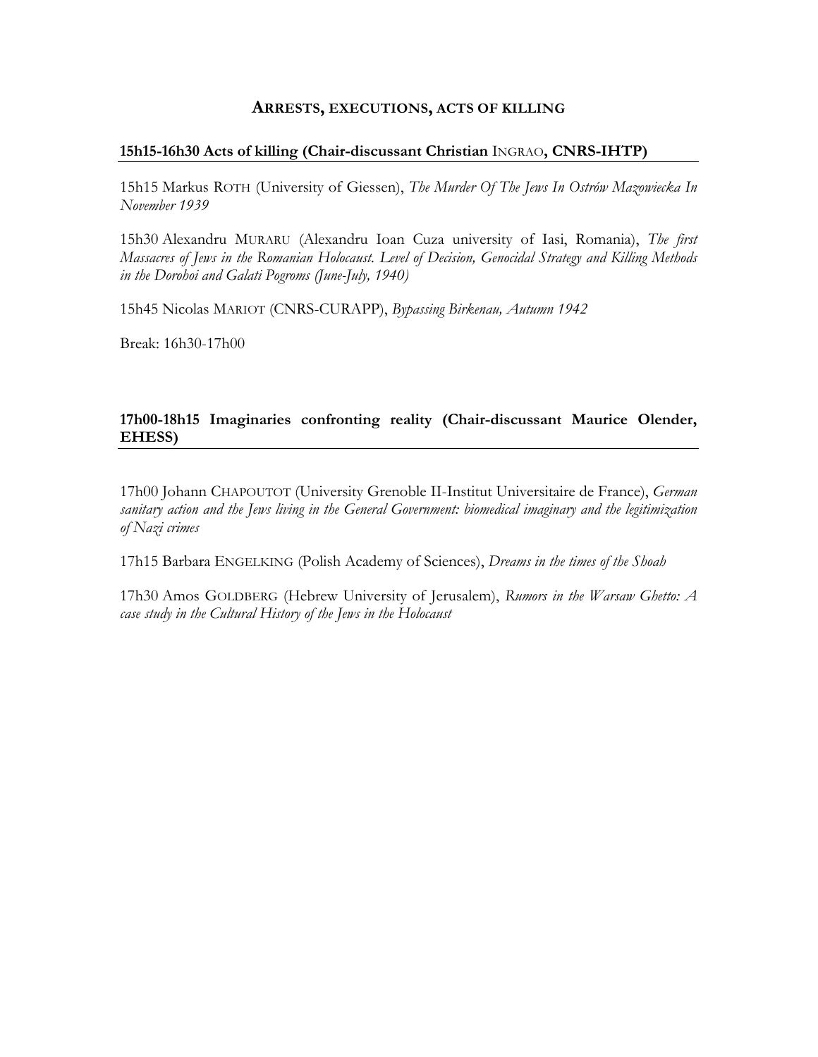## ARRESTS, EXECUTIONS, ACTS OF KILLING

### 15h15-16h30 Acts of killing (Chair-discussant Christian INGRAO, CNRS-IHTP)

15h15 Markus ROTH (University of Giessen), *The Murder Of The Jews In Ostrów Mazowiecka In November 1939*

15h30 Alexandru MURARU (Alexandru Ioan Cuza university of Iasi, Romania), *The first Massacres of Jews in the Romanian Holocaust. Level of Decision, Genocidal Strategy and Killing Methods in the Dorohoi and Galati Pogroms (June-July, 1940)*

15h45 Nicolas MARIOT (CNRS-CURAPP), *Bypassing Birkenau, Autumn 1942*

Break: 16h30-17h00

### 17h00-18h15 Imaginaries confronting reality (Chair-discussant Maurice Olender, EHESS)

17h00 Johann CHAPOUTOT (University Grenoble II-Institut Universitaire de France), *German sanitary action and the Jews living in the General Government: biomedical imaginary and the legitimization of Nazi crimes*

17h15 Barbara ENGELKING (Polish Academy of Sciences), *Dreams in the times of the Shoah*

17h30 Amos GOLDBERG (Hebrew University of Jerusalem), *Rumors in the Warsaw Ghetto: A case study in the Cultural History of the Jews in the Holocaust*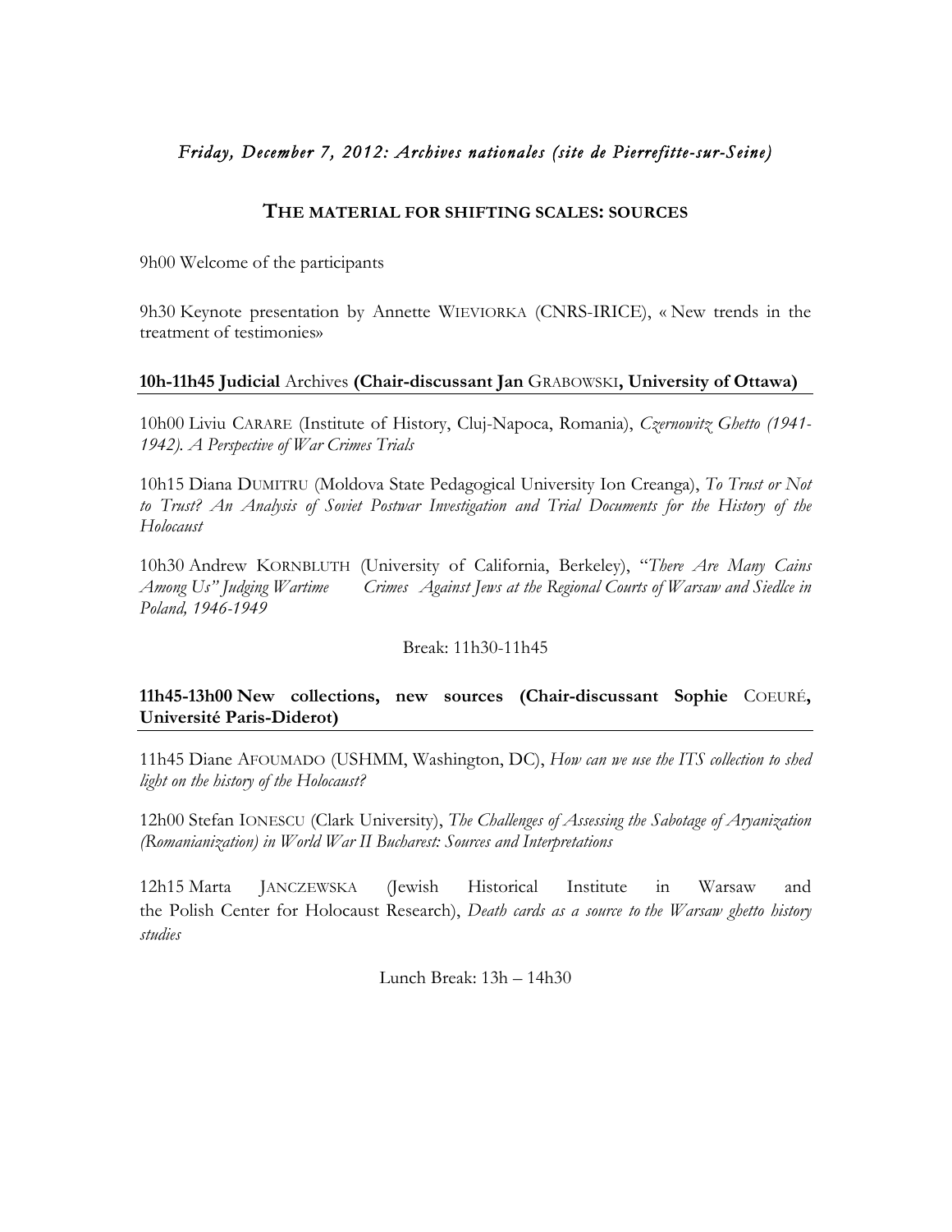*Friday, December 7, 2012: Archives nationales (site de Pierrefitte-sur-Seine)*

## THE MATERIAL FOR SHIFTING SCALES: SOURCES

9h00 Welcome of the participants

9h30 Keynote presentation by Annette WIEVIORKA (CNRS-IRICE), « New trends in the treatment of testimonies»

**10h-11h45 Judicial** Archives **(Chair-discussant Jan** GRABOWSKI**, University of Ottawa)**

10h00 Liviu CARARE (Institute of History, Cluj-Napoca, Romania), *Czernowitz Ghetto (1941-1942). A Perspective of War Crimes Trials*

10h15 Diana DUMITRU (Moldova State Pedagogical University Ion Creanga), *To Trust or Not to Trust? An Analysis of Soviet Postwar Investigation and Trial Documents for the History of the Holocaust*

10h30 Andrew KORNBLUTH (University of California, Berkeley), "*There Are Many Cains Among Us" Judging Wartime Crimes Against Jews at the Regional Courts of Warsaw and Siedlce in Poland, 1946-1949*

Break: 11h30-11h45

**11h45-13h00 New collections, new sources (Chair-discussant Sophie** COEURÉ**, Université Paris-Diderot)**

11h45 Diane AFOUMADO (USHMM, Washington, DC), *How can we use the ITS collection to shed light on the history of the Holocaust?*

12h00 Stefan IONESCU (Clark University), *The Challenges of Assessing the Sabotage of Aryanization (Romanianization) in World War II Bucharest: Sources and Interpretations*

12h15 Marta JANCZEWSKA (Jewish Historical Institute in Warsaw and the Polish Center for Holocaust Research), *Death cards as a source to the Warsaw ghetto history studies*

Lunch Break: 13h – 14h30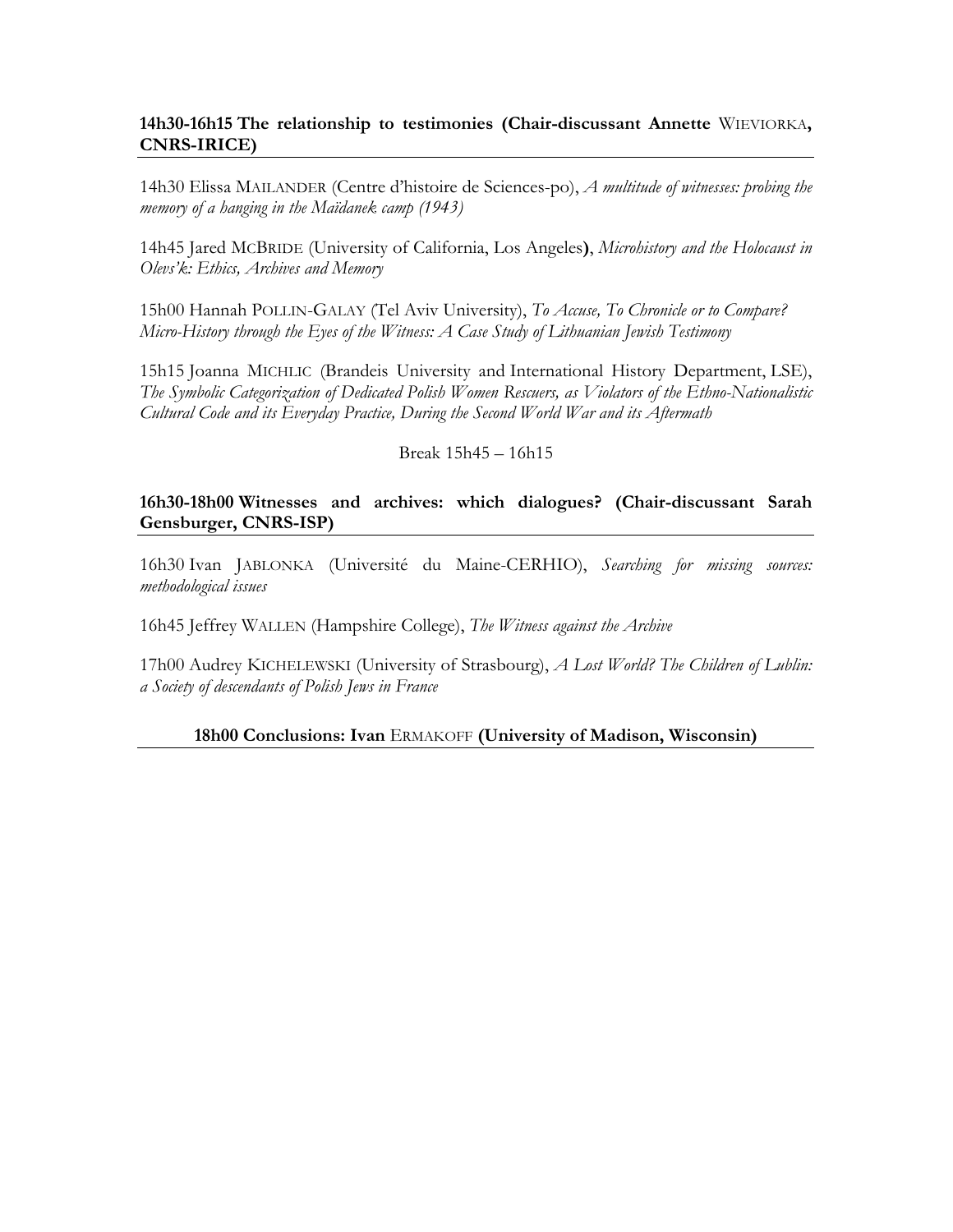**14h30-16h15 The relationship to testimonies (Chair-discussant Annette WIEVIORKA, CNRS-IRICE)**

14h30 Elissa MAILANDER (Centre d'histoire de Sciences-po), *A multitude of witnesses: probing the memory of a hanging in the Maïdanek camp (1943)*

14h45 Jared MCBRIDE (University of California, Los Angeles), *Microhistory and the Holocaust in Olevs'k: Ethics, Archives and Memory*

15h00 Hannah POLLIN-GALAY (Tel Aviv University), *To Accuse, To Chronicle or to Compare? Micro-History through the Eyes of the Witness: A Case Study of Lithuanian Jewish Testimony*

15h15 Joanna MICHLIC (Brandeis University and International History Department, LSE), *The Symbolic Categorization of Dedicated Polish Women Rescuers, as Violators of the Ethno-Nationalistic Cultural Code and its Everyday Practice, During the Second World War and its Aftermath*

Break 15h45 – 16h15

**16h30-18h00 Witnesses and archives: which dialogues? (Chair-discussant Sarah Gensburger, CNRS-ISP)**

16h30 Ivan JABLONKA (Université du Maine-CERHIO), *Searching for missing sources: methodological issues*

16h45 Jeffrey WALLEN (Hampshire College), *The Witness against the Archive*

17h00 Audrey KICHELEWSKI (University of Strasbourg), *A Lost World? The Children of Lublin: a Society of descendants of Polish Jews in France*

**18h00 Conclusions: Ivan ERMAKOFF (University of Madison, Wisconsin)**